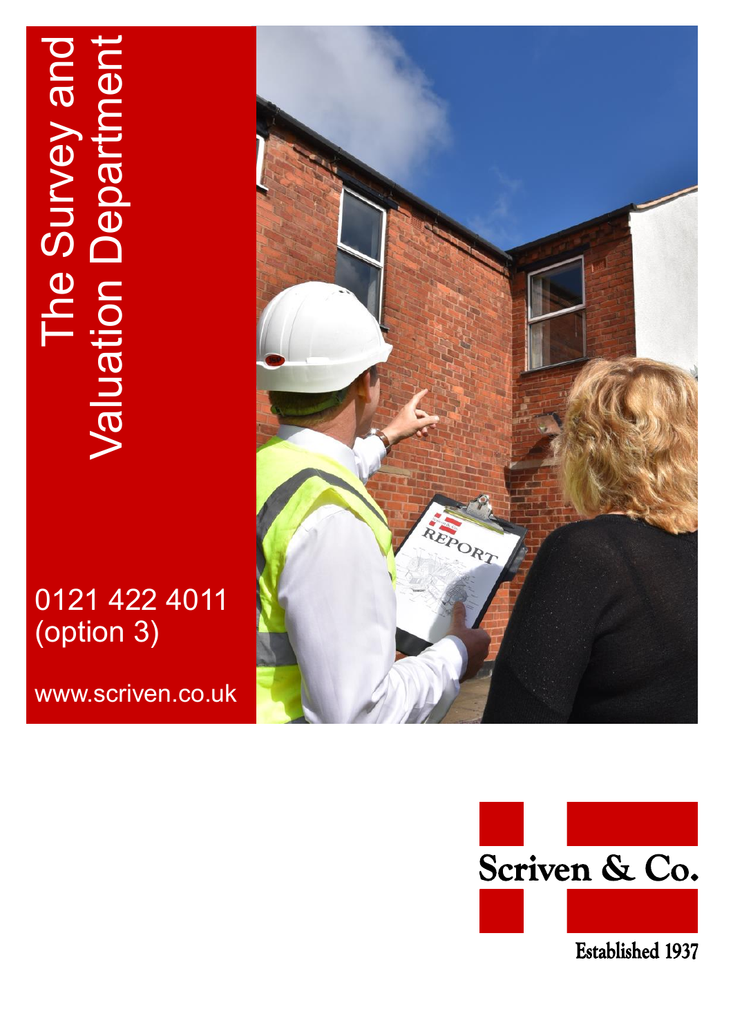# The Survey and Valuation Department

0121 422 4011
(option 3)

www.scriven.co.uk

Scriven & Co.

Established 1937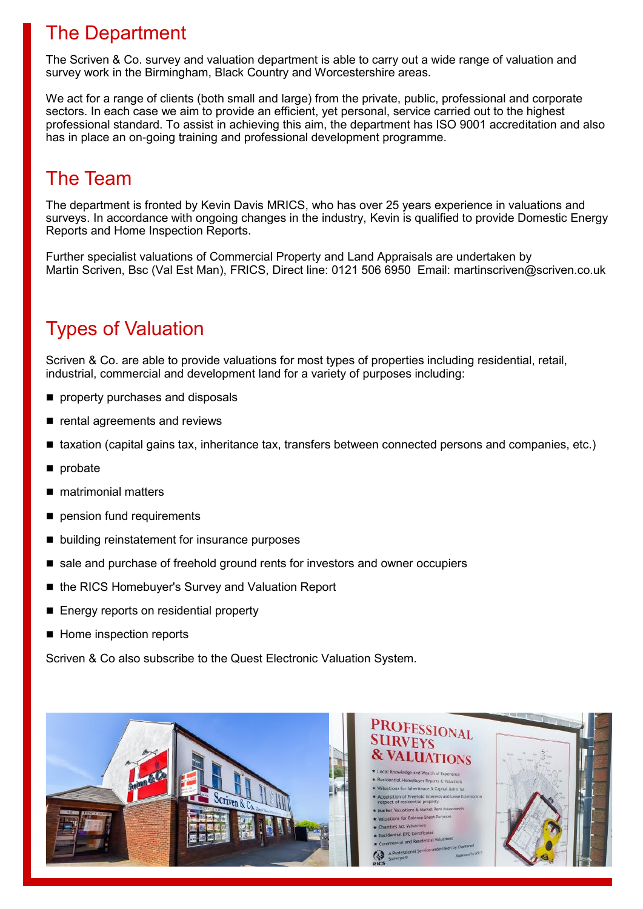## The Department

The Scriven & Co. survey and valuation department is able to carry out a wide range of valuation and survey work in the Birmingham, Black Country and Worcestershire areas.

We act for a range of clients (both small and large) from the private, public, professional and corporate sectors. In each case we aim to provide an efficient, yet personal, service carried out to the highest professional standard. To assist in achieving this aim, the department has ISO 9001 accreditation and also has in place an on-going training and professional development programme.

## The Team

The department is fronted by Kevin Davis MRICS, who has over 25 years experience in valuations and surveys. In accordance with ongoing changes in the industry, Kevin is qualified to provide Domestic Energy Reports and Home Inspection Reports.

Further specialist valuations of Commercial Property and Land Appraisals are undertaken by Martin Scriven, Bsc (Val Est Man), FRICS, Direct line: 0121 506 6950 Email: martinscriven@scriven.co.uk

## Types of Valuation

Scriven & Co. are able to provide valuations for most types of properties including residential, retail, industrial, commercial and development land for a variety of purposes including:

- property purchases and disposals
- rental agreements and reviews
- taxation (capital gains tax, inheritance tax, transfers between connected persons and companies, etc.)
- probate
- matrimonial matters
- pension fund requirements
- building reinstatement for insurance purposes
- sale and purchase of freehold ground rents for investors and owner occupiers
- the RICS Homebuyer's Survey and Valuation Report
- Energy reports on residential property
- Home inspection reports

Scriven & Co also subscribe to the Quest Electronic Valuation System.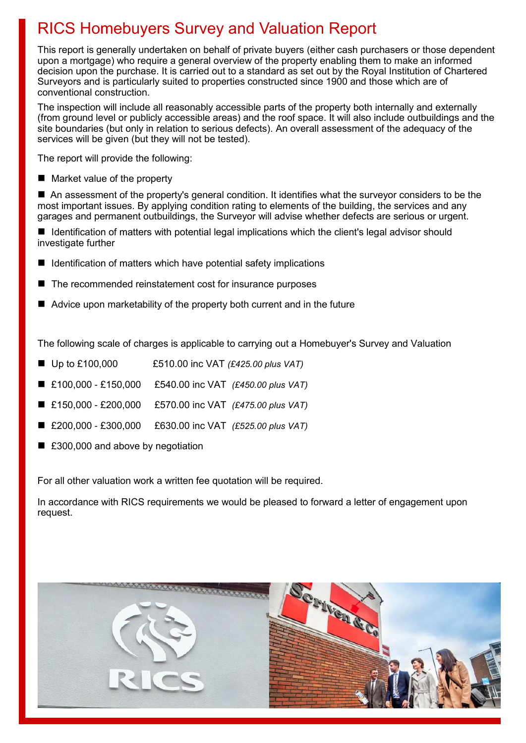# RICS Homebuyers Survey and Valuation Report

This report is generally undertaken on behalf of private buyers (either cash purchasers or those dependent upon a mortgage) who require a general overview of the property enabling them to make an informed decision upon the purchase. It is carried out to a standard as set out by the Royal Institution of Chartered Surveyors and is particularly suited to properties constructed since 1900 and those which are of conventional construction.

The inspection will include all reasonably accessible parts of the property both internally and externally (from ground level or publicly accessible areas) and the roof space. It will also include outbuildings and the site boundaries (but only in relation to serious defects). An overall assessment of the adequacy of the services will be given (but they will not be tested).

The report will provide the following:

- Market value of the property
- An assessment of the property's general condition. It identifies what the surveyor considers to be the most important issues. By applying condition rating to elements of the building, the services and any garages and permanent outbuildings, the Surveyor will advise whether defects are serious or urgent.
- Identification of matters with potential legal implications which the client's legal advisor should investigate further
- Identification of matters which have potential safety implications
- The recommended reinstatement cost for insurance purposes
- Advice upon marketability of the property both current and in the future

The following scale of charges is applicable to carrying out a Homebuyer's Survey and Valuation

- Up to £100,000 £510.00 inc VAT *(£425.00 plus VAT)*
- £100,000 - £150,000 £540.00 inc VAT *(£450.00 plus VAT)*
- £150,000 - £200,000 £570.00 inc VAT *(£475.00 plus VAT)*
- £200,000 - £300,000 £630.00 inc VAT *(£525.00 plus VAT)*
- £300,000 and above by negotiation

For all other valuation work a written fee quotation will be required.

In accordance with RICS requirements we would be pleased to forward a letter of engagement upon request.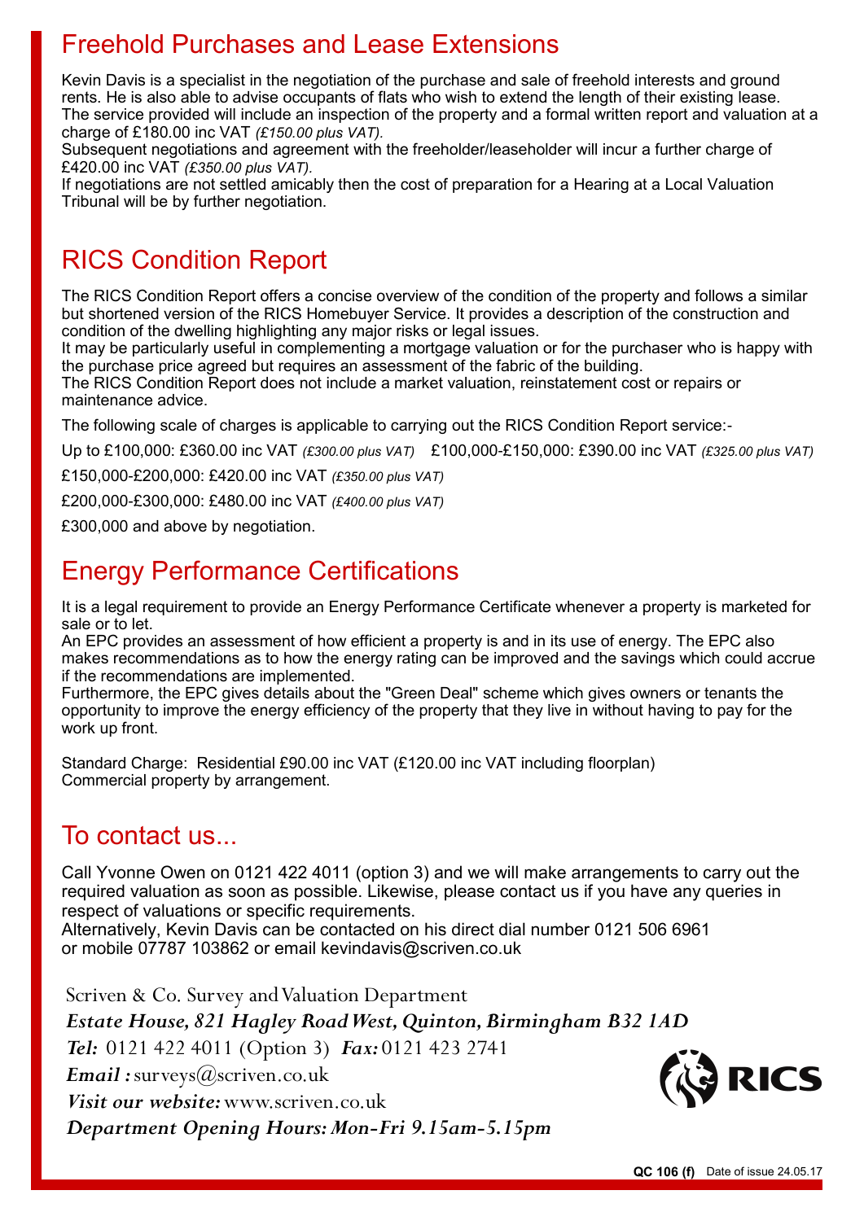## Freehold Purchases and Lease Extensions

Kevin Davis is a specialist in the negotiation of the purchase and sale of freehold interests and ground rents. He is also able to advise occupants of flats who wish to extend the length of their existing lease. The service provided will include an inspection of the property and a formal written report and valuation at a charge of £180.00 inc VAT *(£150.00 plus VAT).*

Subsequent negotiations and agreement with the freeholder/leaseholder will incur a further charge of £420.00 inc VAT *(£350.00 plus VAT).*

If negotiations are not settled amicably then the cost of preparation for a Hearing at a Local Valuation Tribunal will be by further negotiation.

## RICS Condition Report

The RICS Condition Report offers a concise overview of the condition of the property and follows a similar but shortened version of the RICS Homebuyer Service. It provides a description of the construction and condition of the dwelling highlighting any major risks or legal issues.

It may be particularly useful in complementing a mortgage valuation or for the purchaser who is happy with the purchase price agreed but requires an assessment of the fabric of the building.

The RICS Condition Report does not include a market valuation, reinstatement cost or repairs or maintenance advice.

The following scale of charges is applicable to carrying out the RICS Condition Report service:-

Up to £100,000: £360.00 inc VAT *(£300.00 plus VAT)* £100,000-£150,000: £390.00 inc VAT *(£325.00 plus VAT)*

£150,000-£200,000: £420.00 inc VAT *(£350.00 plus VAT)*

£200,000-£300,000: £480.00 inc VAT *(£400.00 plus VAT)*

£300,000 and above by negotiation.

## Energy Performance Certifications

It is a legal requirement to provide an Energy Performance Certificate whenever a property is marketed for sale or to let.

An EPC provides an assessment of how efficient a property is and in its use of energy. The EPC also makes recommendations as to how the energy rating can be improved and the savings which could accrue if the recommendations are implemented.

Furthermore, the EPC gives details about the "Green Deal" scheme which gives owners or tenants the opportunity to improve the energy efficiency of the property that they live in without having to pay for the work up front.

Standard Charge: Residential £90.00 inc VAT (£120.00 inc VAT including floorplan)
Commercial property by arrangement.

## To contact us...

Call Yvonne Owen on 0121 422 4011 (option 3) and we will make arrangements to carry out the required valuation as soon as possible. Likewise, please contact us if you have any queries in respect of valuations or specific requirements.

Alternatively, Kevin Davis can be contacted on his direct dial number 0121 506 6961 or mobile 07787 103862 or email kevindavis@scriven.co.uk

Scriven & Co. Survey and Valuation Department
***Estate House, 821 Hagley Road West, Quinton, Birmingham B32 1AD***
***Tel:*** 0121 422 4011 (Option 3) ***Fax:*** 0121 423 2741
***Email :*** surveys@scriven.co.uk
***Visit our website:*** www.scriven.co.uk
***Department Opening Hours: Mon-Fri 9.15am-5.15pm***

RICS

**QC 106 (f)** Date of issue 24.05.17